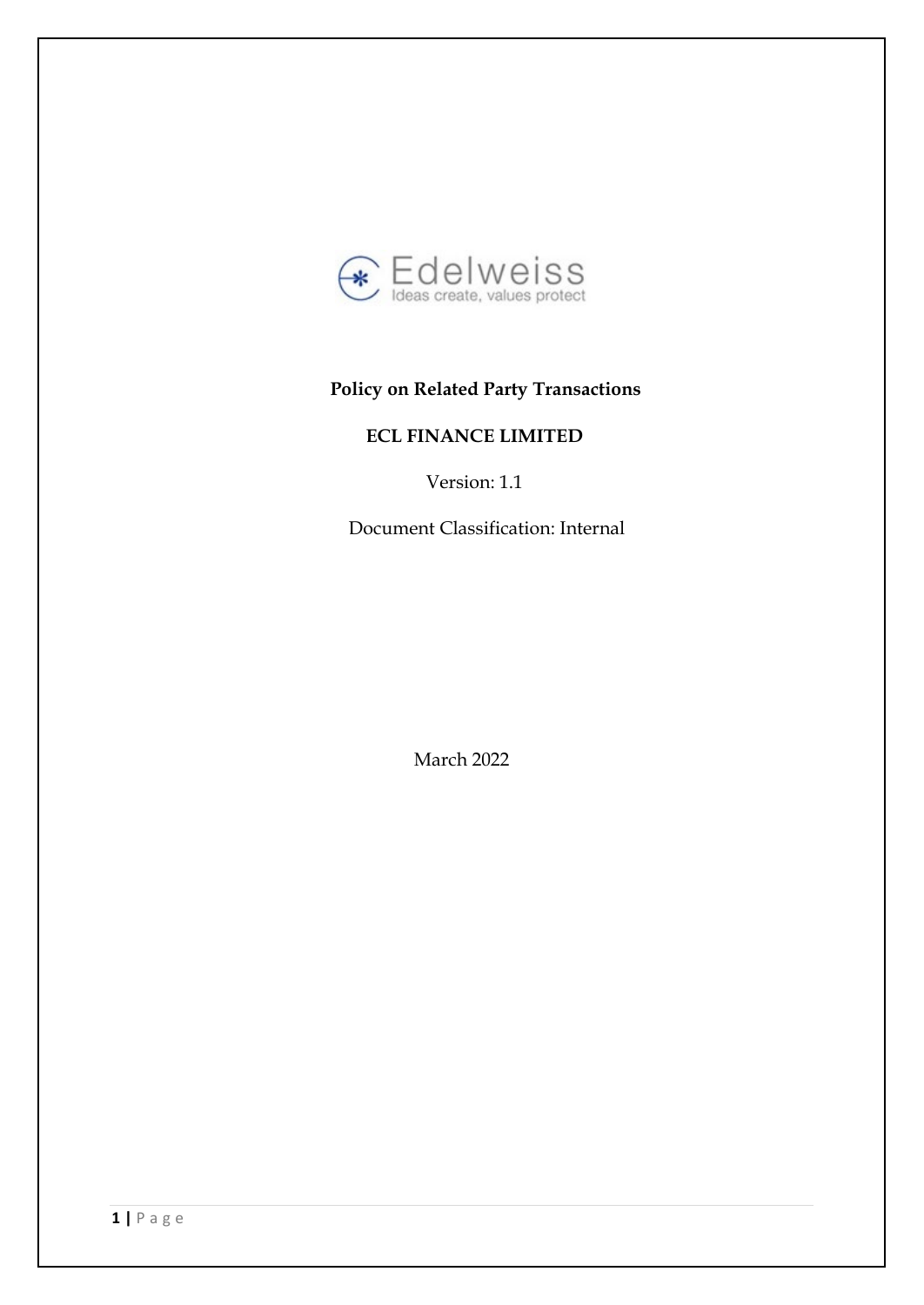Edelweiss
Ideas create, values protect

# Policy on Related Party Transactions

## ECL FINANCE LIMITED

Version: 1.1

Document Classification: Internal

March 2022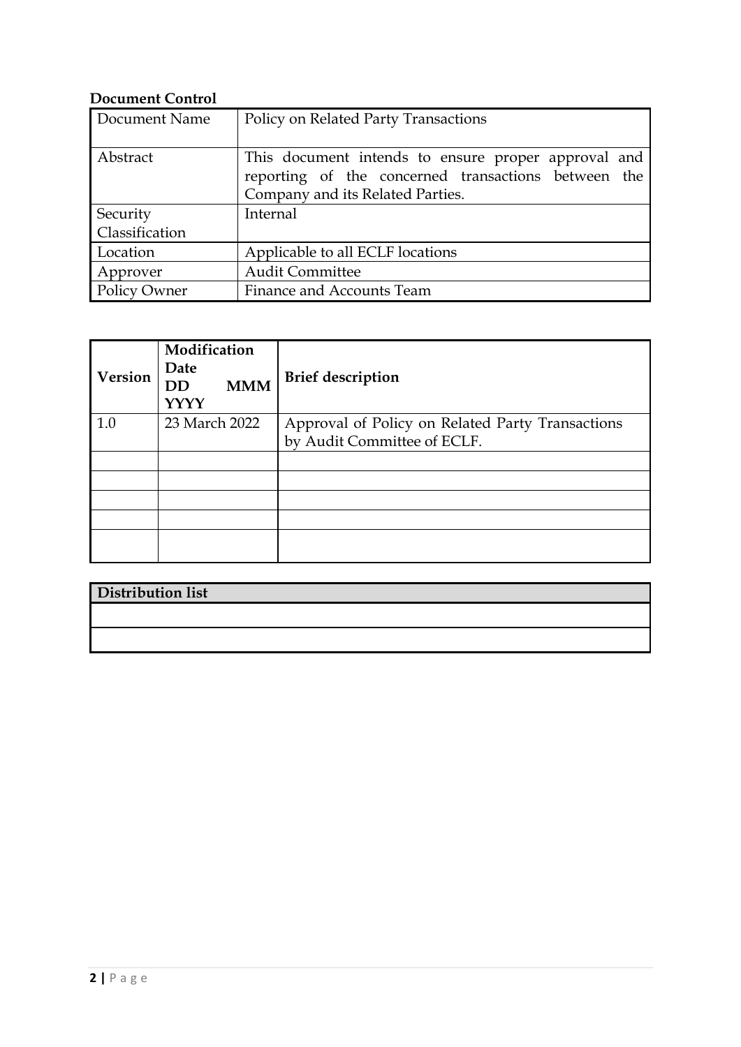**Document Control**

| Document Name | Policy on Related Party Transactions |
|---|---|
| Abstract | This document intends to ensure proper approval and reporting of the concerned transactions between the Company and its Related Parties. |
| Security Classification | Internal |
| Location | Applicable to all ECLF locations |
| Approver | Audit Committee |
| Policy Owner | Finance and Accounts Team |

| Version | Modification Date DD MMM YYYY | Brief description |
|---|---|---|
| 1.0 | 23 March 2022 | Approval of Policy on Related Party Transactions by Audit Committee of ECLF. |
| | | |
| | | |
| | | |
| | | |
| | | |

| Distribution list |
|---|
| |
| |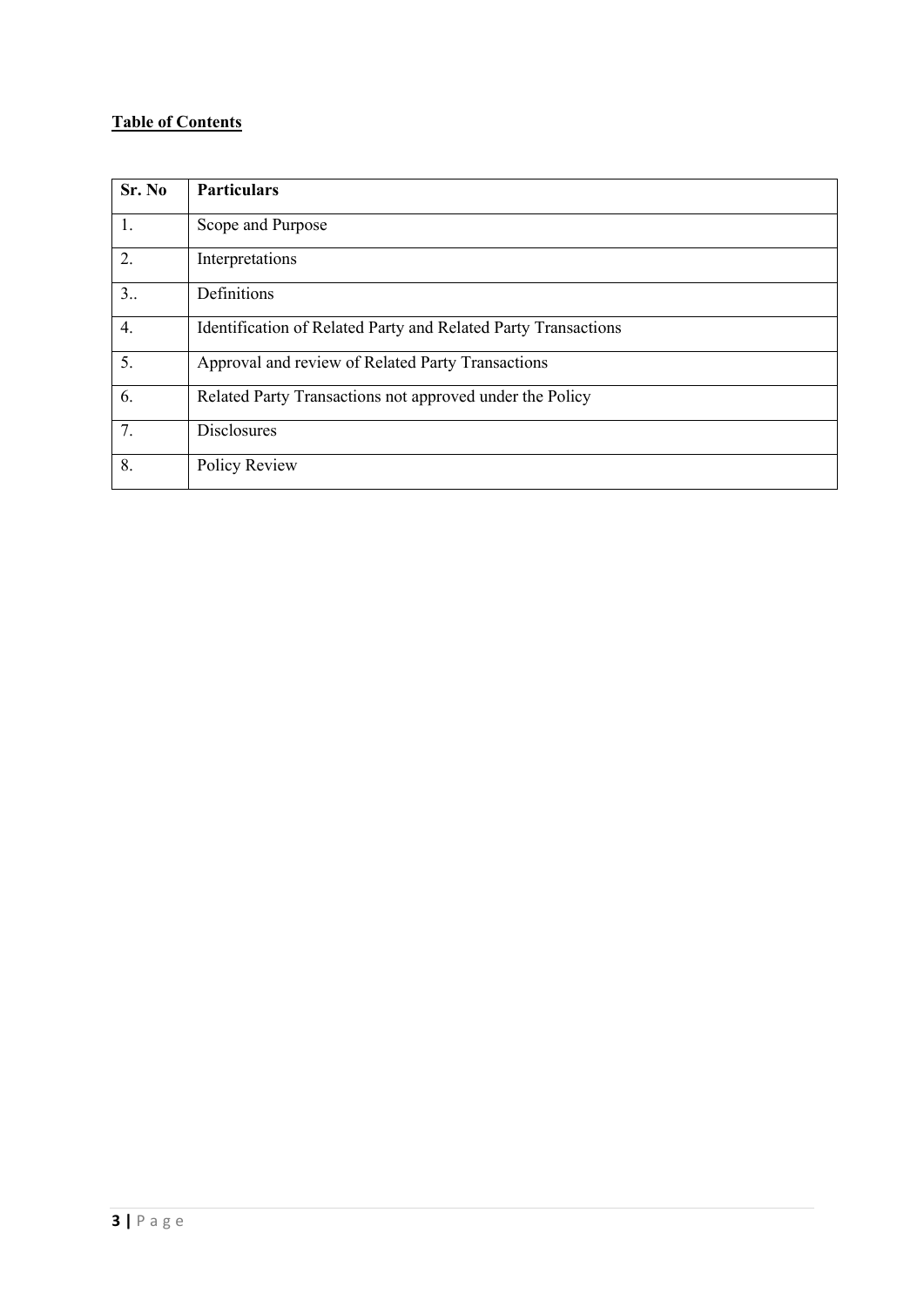**<u>Table of Contents</u>**

| Sr. No | Particulars |
|---|---|
| 1. | Scope and Purpose |
| 2. | Interpretations |
| 3.. | Definitions |
| 4. | Identification of Related Party and Related Party Transactions |
| 5. | Approval and review of Related Party Transactions |
| 6. | Related Party Transactions not approved under the Policy |
| 7. | Disclosures |
| 8. | Policy Review |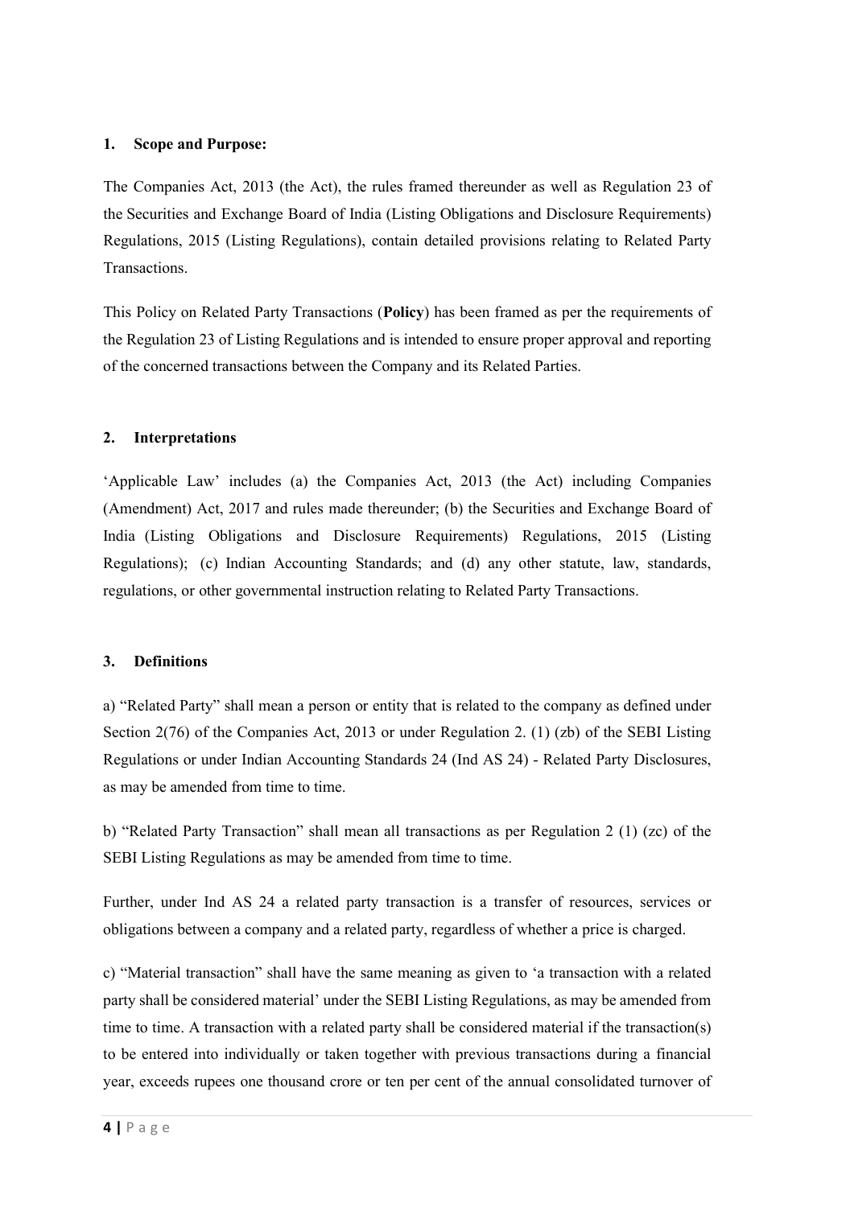## 1. Scope and Purpose:

The Companies Act, 2013 (the Act), the rules framed thereunder as well as Regulation 23 of the Securities and Exchange Board of India (Listing Obligations and Disclosure Requirements) Regulations, 2015 (Listing Regulations), contain detailed provisions relating to Related Party Transactions.

This Policy on Related Party Transactions (**Policy**) has been framed as per the requirements of the Regulation 23 of Listing Regulations and is intended to ensure proper approval and reporting of the concerned transactions between the Company and its Related Parties.

## 2. Interpretations

'Applicable Law' includes (a) the Companies Act, 2013 (the Act) including Companies (Amendment) Act, 2017 and rules made thereunder; (b) the Securities and Exchange Board of India (Listing Obligations and Disclosure Requirements) Regulations, 2015 (Listing Regulations); (c) Indian Accounting Standards; and (d) any other statute, law, standards, regulations, or other governmental instruction relating to Related Party Transactions.

## 3. Definitions

a) "Related Party" shall mean a person or entity that is related to the company as defined under Section 2(76) of the Companies Act, 2013 or under Regulation 2. (1) (zb) of the SEBI Listing Regulations or under Indian Accounting Standards 24 (Ind AS 24) - Related Party Disclosures, as may be amended from time to time.

b) "Related Party Transaction" shall mean all transactions as per Regulation 2 (1) (zc) of the SEBI Listing Regulations as may be amended from time to time.

Further, under Ind AS 24 a related party transaction is a transfer of resources, services or obligations between a company and a related party, regardless of whether a price is charged.

c) "Material transaction" shall have the same meaning as given to 'a transaction with a related party shall be considered material' under the SEBI Listing Regulations, as may be amended from time to time. A transaction with a related party shall be considered material if the transaction(s) to be entered into individually or taken together with previous transactions during a financial year, exceeds rupees one thousand crore or ten per cent of the annual consolidated turnover of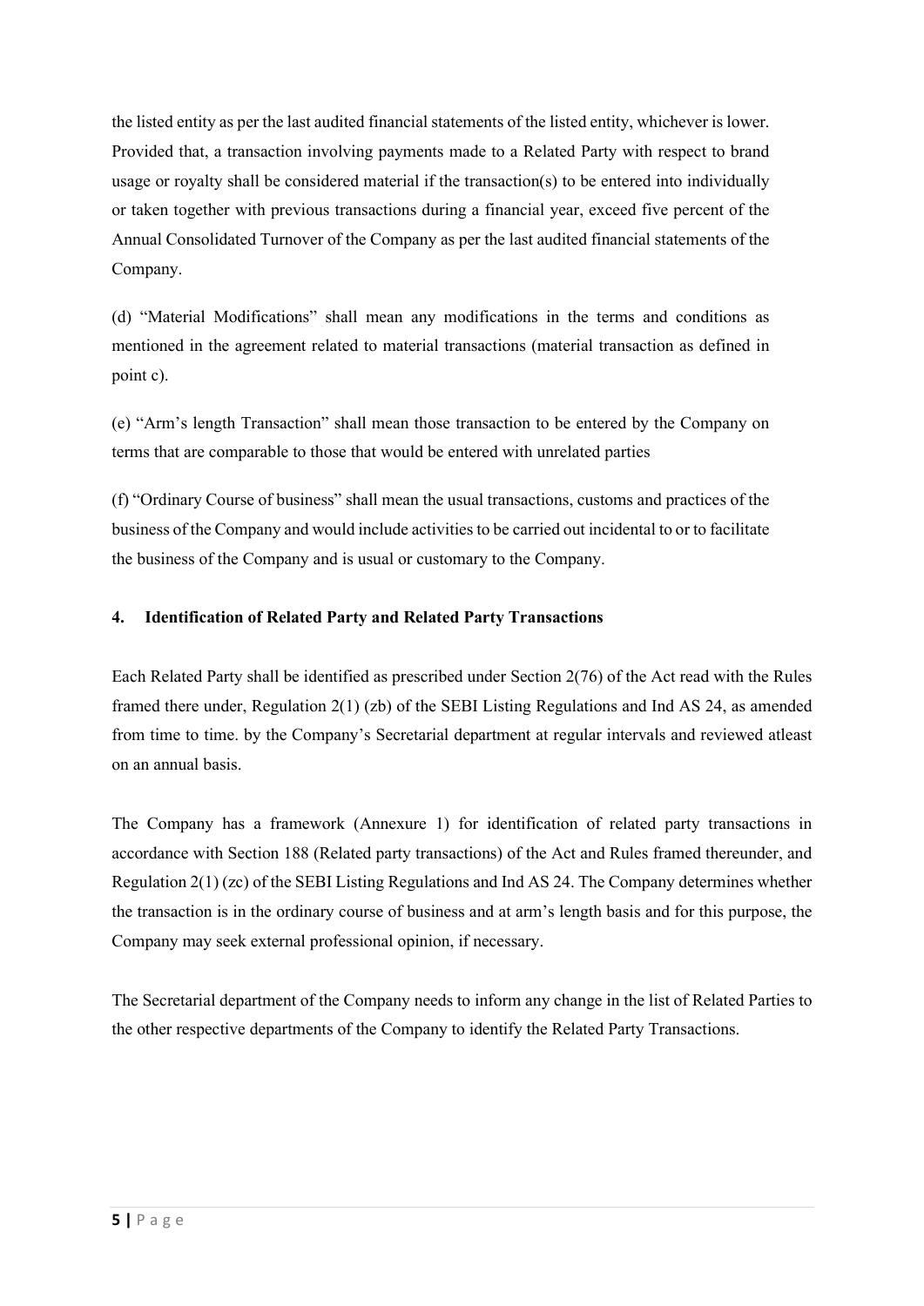the listed entity as per the last audited financial statements of the listed entity, whichever is lower. Provided that, a transaction involving payments made to a Related Party with respect to brand usage or royalty shall be considered material if the transaction(s) to be entered into individually or taken together with previous transactions during a financial year, exceed five percent of the Annual Consolidated Turnover of the Company as per the last audited financial statements of the Company.

(d) "Material Modifications" shall mean any modifications in the terms and conditions as mentioned in the agreement related to material transactions (material transaction as defined in point c).

(e) "Arm's length Transaction" shall mean those transaction to be entered by the Company on terms that are comparable to those that would be entered with unrelated parties

(f) "Ordinary Course of business" shall mean the usual transactions, customs and practices of the business of the Company and would include activities to be carried out incidental to or to facilitate the business of the Company and is usual or customary to the Company.

## 4. Identification of Related Party and Related Party Transactions

Each Related Party shall be identified as prescribed under Section 2(76) of the Act read with the Rules framed there under, Regulation 2(1) (zb) of the SEBI Listing Regulations and Ind AS 24, as amended from time to time. by the Company's Secretarial department at regular intervals and reviewed atleast on an annual basis.

The Company has a framework (Annexure 1) for identification of related party transactions in accordance with Section 188 (Related party transactions) of the Act and Rules framed thereunder, and Regulation 2(1) (zc) of the SEBI Listing Regulations and Ind AS 24. The Company determines whether the transaction is in the ordinary course of business and at arm's length basis and for this purpose, the Company may seek external professional opinion, if necessary.

The Secretarial department of the Company needs to inform any change in the list of Related Parties to the other respective departments of the Company to identify the Related Party Transactions.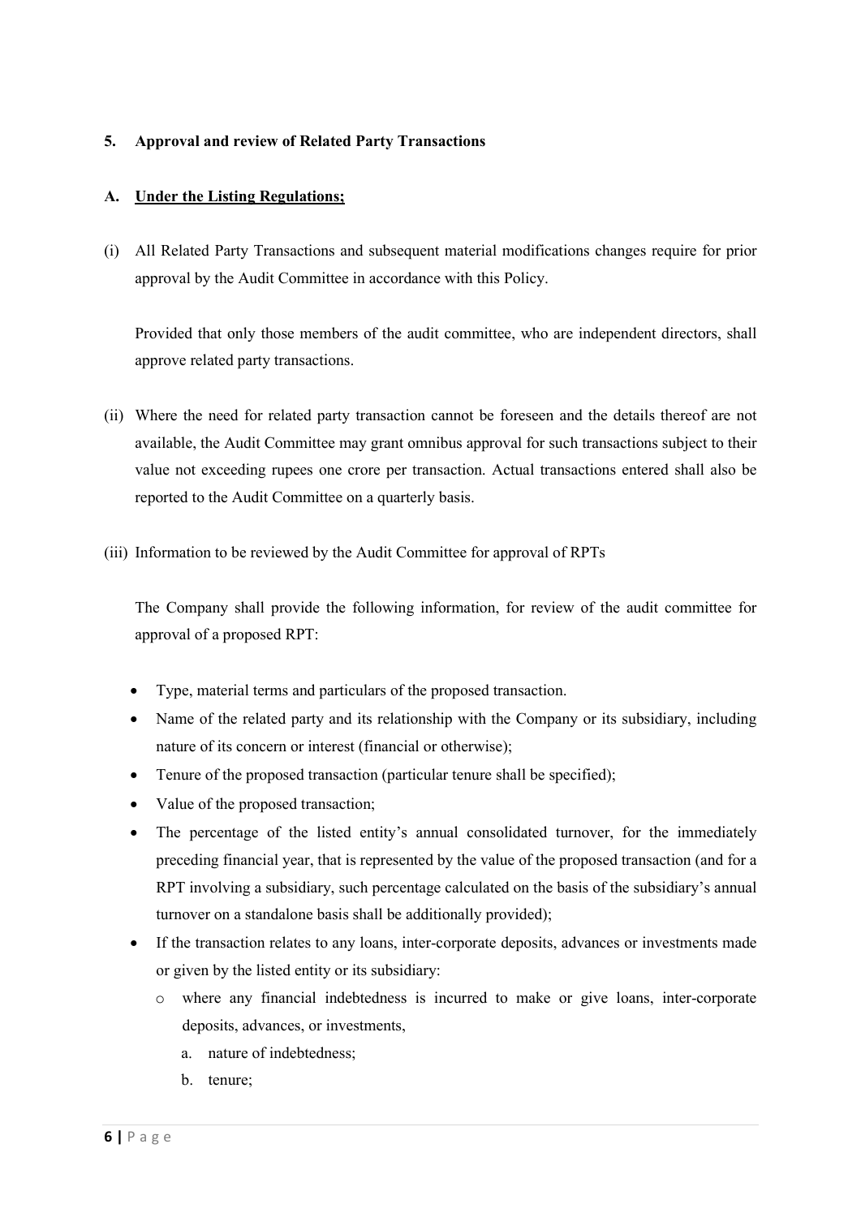## 5. Approval and review of Related Party Transactions

### A. <u>Under the Listing Regulations;</u>

(i) All Related Party Transactions and subsequent material modifications changes require for prior approval by the Audit Committee in accordance with this Policy.

Provided that only those members of the audit committee, who are independent directors, shall approve related party transactions.

(ii) Where the need for related party transaction cannot be foreseen and the details thereof are not available, the Audit Committee may grant omnibus approval for such transactions subject to their value not exceeding rupees one crore per transaction. Actual transactions entered shall also be reported to the Audit Committee on a quarterly basis.

(iii) Information to be reviewed by the Audit Committee for approval of RPTs

The Company shall provide the following information, for review of the audit committee for approval of a proposed RPT:

- Type, material terms and particulars of the proposed transaction.
- Name of the related party and its relationship with the Company or its subsidiary, including nature of its concern or interest (financial or otherwise);
- Tenure of the proposed transaction (particular tenure shall be specified);
- Value of the proposed transaction;
- The percentage of the listed entity's annual consolidated turnover, for the immediately preceding financial year, that is represented by the value of the proposed transaction (and for a RPT involving a subsidiary, such percentage calculated on the basis of the subsidiary's annual turnover on a standalone basis shall be additionally provided);
- If the transaction relates to any loans, inter-corporate deposits, advances or investments made or given by the listed entity or its subsidiary:
  - where any financial indebtedness is incurred to make or give loans, inter-corporate deposits, advances, or investments,
    a. nature of indebtedness;
    b. tenure;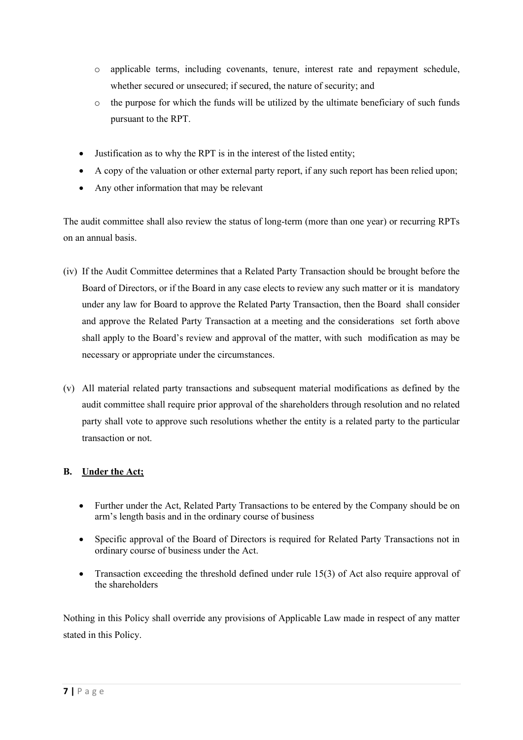- applicable terms, including covenants, tenure, interest rate and repayment schedule, whether secured or unsecured; if secured, the nature of security; and
- the purpose for which the funds will be utilized by the ultimate beneficiary of such funds pursuant to the RPT.

- Justification as to why the RPT is in the interest of the listed entity;
- A copy of the valuation or other external party report, if any such report has been relied upon;
- Any other information that may be relevant

The audit committee shall also review the status of long-term (more than one year) or recurring RPTs on an annual basis.

(iv) If the Audit Committee determines that a Related Party Transaction should be brought before the Board of Directors, or if the Board in any case elects to review any such matter or it is mandatory under any law for Board to approve the Related Party Transaction, then the Board shall consider and approve the Related Party Transaction at a meeting and the considerations set forth above shall apply to the Board's review and approval of the matter, with such modification as may be necessary or appropriate under the circumstances.

(v) All material related party transactions and subsequent material modifications as defined by the audit committee shall require prior approval of the shareholders through resolution and no related party shall vote to approve such resolutions whether the entity is a related party to the particular transaction or not.

**B. <u>Under the Act;</u>**

- Further under the Act, Related Party Transactions to be entered by the Company should be on arm's length basis and in the ordinary course of business
- Specific approval of the Board of Directors is required for Related Party Transactions not in ordinary course of business under the Act.
- Transaction exceeding the threshold defined under rule 15(3) of Act also require approval of the shareholders

Nothing in this Policy shall override any provisions of Applicable Law made in respect of any matter stated in this Policy.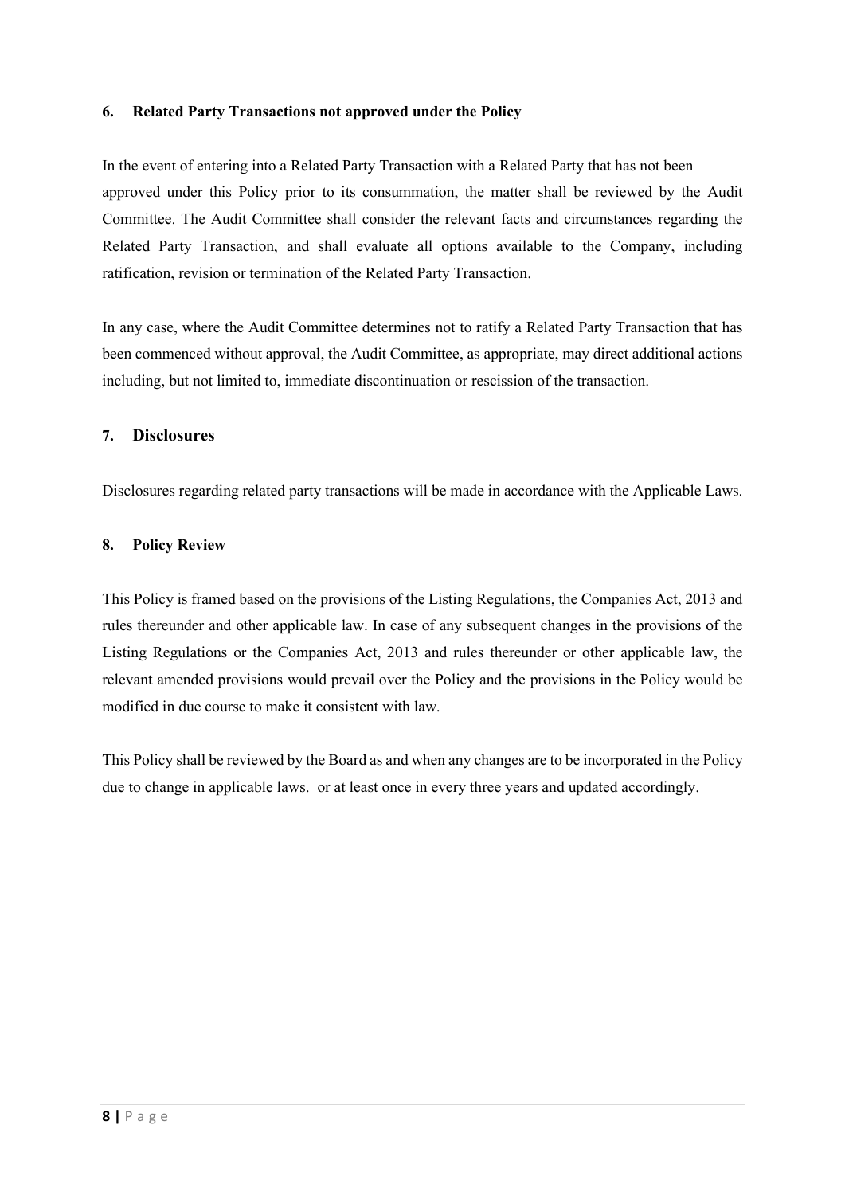## 6. Related Party Transactions not approved under the Policy

In the event of entering into a Related Party Transaction with a Related Party that has not been approved under this Policy prior to its consummation, the matter shall be reviewed by the Audit Committee. The Audit Committee shall consider the relevant facts and circumstances regarding the Related Party Transaction, and shall evaluate all options available to the Company, including ratification, revision or termination of the Related Party Transaction.

In any case, where the Audit Committee determines not to ratify a Related Party Transaction that has been commenced without approval, the Audit Committee, as appropriate, may direct additional actions including, but not limited to, immediate discontinuation or rescission of the transaction.

## 7. Disclosures

Disclosures regarding related party transactions will be made in accordance with the Applicable Laws.

## 8. Policy Review

This Policy is framed based on the provisions of the Listing Regulations, the Companies Act, 2013 and rules thereunder and other applicable law. In case of any subsequent changes in the provisions of the Listing Regulations or the Companies Act, 2013 and rules thereunder or other applicable law, the relevant amended provisions would prevail over the Policy and the provisions in the Policy would be modified in due course to make it consistent with law.

This Policy shall be reviewed by the Board as and when any changes are to be incorporated in the Policy due to change in applicable laws. or at least once in every three years and updated accordingly.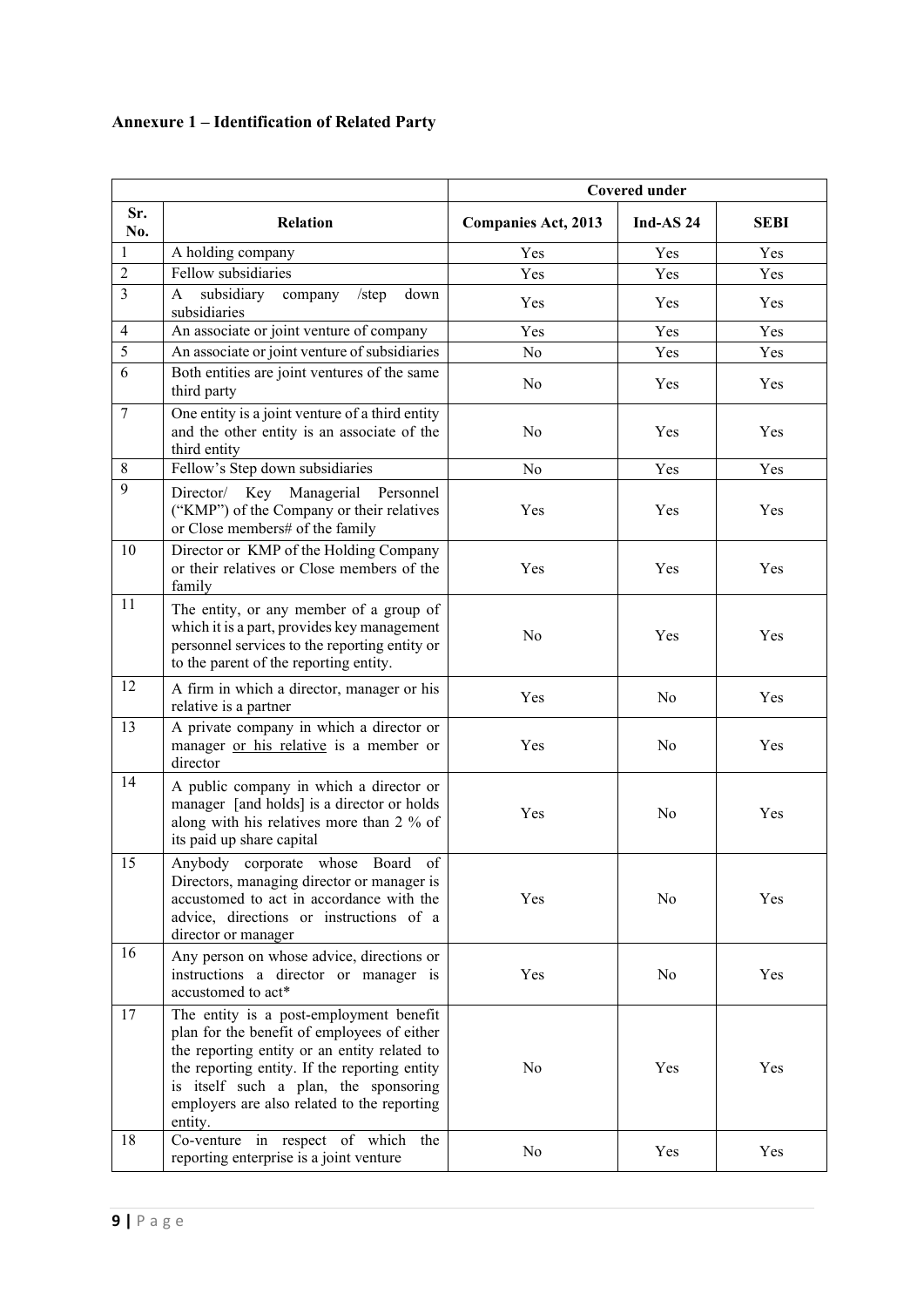**Annexure 1 – Identification of Related Party**

| | | Covered under | | |
|---|---|---|---|---|
| **Sr. No.** | **Relation** | **Companies Act, 2013** | **Ind-AS 24** | **SEBI** |
| 1 | A holding company | Yes | Yes | Yes |
| 2 | Fellow subsidiaries | Yes | Yes | Yes |
| 3 | A subsidiary company /step down subsidiaries | Yes | Yes | Yes |
| 4 | An associate or joint venture of company | Yes | Yes | Yes |
| 5 | An associate or joint venture of subsidiaries | No | Yes | Yes |
| 6 | Both entities are joint ventures of the same third party | No | Yes | Yes |
| 7 | One entity is a joint venture of a third entity and the other entity is an associate of the third entity | No | Yes | Yes |
| 8 | Fellow's Step down subsidiaries | No | Yes | Yes |
| 9 | Director/ Key Managerial Personnel ("KMP") of the Company or their relatives or Close members# of the family | Yes | Yes | Yes |
| 10 | Director or KMP of the Holding Company or their relatives or Close members of the family | Yes | Yes | Yes |
| 11 | The entity, or any member of a group of which it is a part, provides key management personnel services to the reporting entity or to the parent of the reporting entity. | No | Yes | Yes |
| 12 | A firm in which a director, manager or his relative is a partner | Yes | No | Yes |
| 13 | A private company in which a director or manager <u>or his relative</u> is a member or director | Yes | No | Yes |
| 14 | A public company in which a director or manager [and holds] is a director or holds along with his relatives more than 2 % of its paid up share capital | Yes | No | Yes |
| 15 | Anybody corporate whose Board of Directors, managing director or manager is accustomed to act in accordance with the advice, directions or instructions of a director or manager | Yes | No | Yes |
| 16 | Any person on whose advice, directions or instructions a director or manager is accustomed to act* | Yes | No | Yes |
| 17 | The entity is a post-employment benefit plan for the benefit of employees of either the reporting entity or an entity related to the reporting entity. If the reporting entity is itself such a plan, the sponsoring employers are also related to the reporting entity. | No | Yes | Yes |
| 18 | Co-venture in respect of which the reporting enterprise is a joint venture | No | Yes | Yes |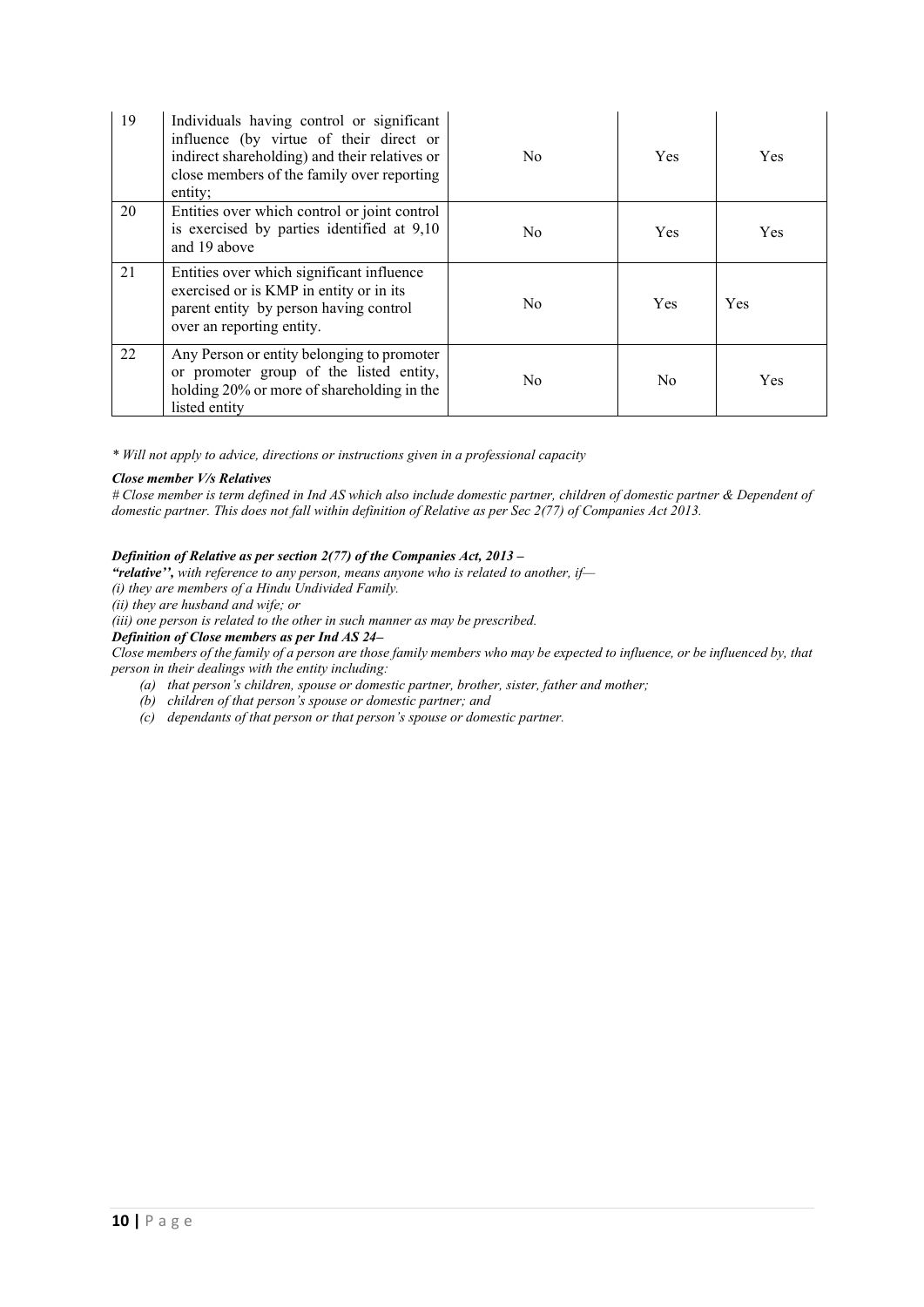| | | | | |
|---|---|---|---|---|
| 19 | Individuals having control or significant influence (by virtue of their direct or indirect shareholding) and their relatives or close members of the family over reporting entity; | No | Yes | Yes |
| 20 | Entities over which control or joint control is exercised by parties identified at 9,10 and 19 above | No | Yes | Yes |
| 21 | Entities over which significant influence exercised or is KMP in entity or in its parent entity by person having control over an reporting entity. | No | Yes | Yes |
| 22 | Any Person or entity belonging to promoter or promoter group of the listed entity, holding 20% or more of shareholding in the listed entity | No | No | Yes |

*\* Will not apply to advice, directions or instructions given in a professional capacity*

***Close member V/s Relatives***

*# Close member is term defined in Ind AS which also include domestic partner, children of domestic partner & Dependent of domestic partner. This does not fall within definition of Relative as per Sec 2(77) of Companies Act 2013.*

***Definition of Relative as per section 2(77) of the Companies Act, 2013 –***

***"relative'',*** *with reference to any person, means anyone who is related to another, if—*

*(i) they are members of a Hindu Undivided Family.*

*(ii) they are husband and wife; or*

*(iii) one person is related to the other in such manner as may be prescribed.*

***Definition of Close members as per Ind AS 24–***

*Close members of the family of a person are those family members who may be expected to influence, or be influenced by, that person in their dealings with the entity including:*

- *(a) that person's children, spouse or domestic partner, brother, sister, father and mother;*
- *(b) children of that person's spouse or domestic partner; and*
- *(c) dependants of that person or that person's spouse or domestic partner.*